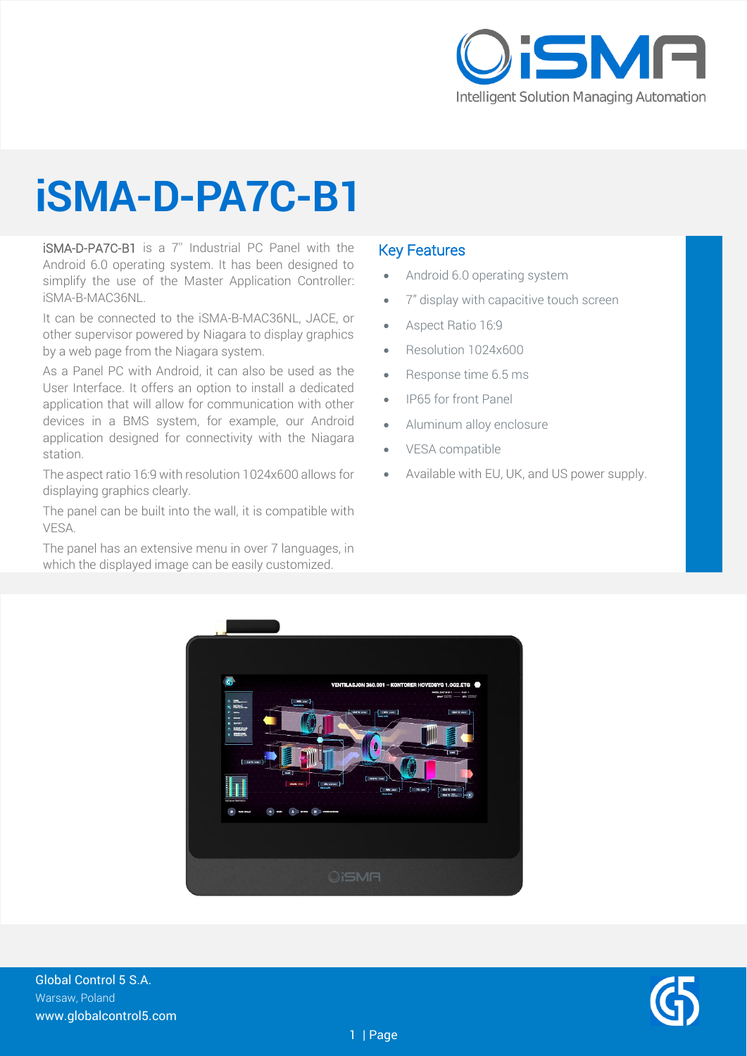# iSMA-D-PA7C-B1

iSMA-D-PA7C-B1 is a 7'' Industrial PC Panel with the Android 6.0 operating system. It has been designed to simplify the use of the Master Application Controller: iSMA-B-MAC36NL.

It can be connected to the iSMA-B-MAC36NL, JACE, or other supervisor powered by Niagara to display graphics by a web page from the Niagara system.

As a Panel PC with Android, it can also be used as the User Interface. It offers an option to install a dedicated application that will allow for communication with other devices in a BMS system, for example, our Android application designed for connectivity with the Niagara station.

The aspect ratio 16:9 with resolution 1024x600 allows for displaying graphics clearly.

The panel can be built into the wall, it is compatible with VESA.

The panel has an extensive menu in over 7 languages, in which the displayed image can be easily customized.

## Key Features

- Android 6.0 operating system
- 7" display with capacitive touch screen
- Aspect Ratio 16:9
- Resolution 1024x600
- Response time 6.5 ms
- IP65 for front Panel
- Aluminum alloy enclosure
- VESA compatible
- Available with EU, UK, and US power supply.

Global Control 5 S.A.
Warsaw, Poland
www.globalcontrol5.com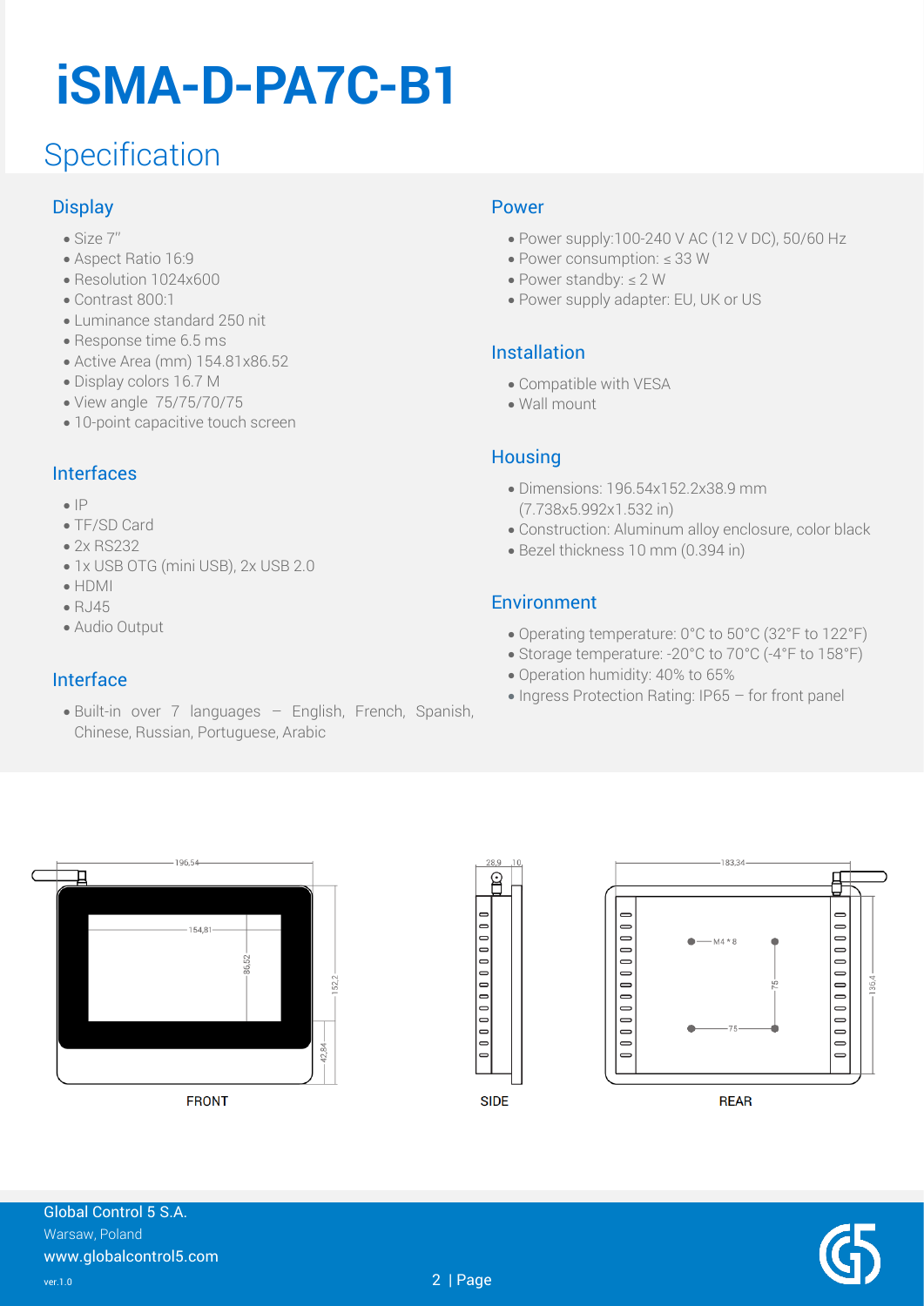# iSMA-D-PA7C-B1

## Specification

### Display

- Size 7″
- Aspect Ratio 16:9
- Resolution 1024x600
- Contrast 800:1
- Luminance standard 250 nit
- Response time 6.5 ms
- Active Area (mm) 154.81x86.52
- Display colors 16.7 M
- View angle 75/75/70/75
- 10-point capacitive touch screen

### Interfaces

- IP
- TF/SD Card
- 2x RS232
- 1x USB OTG (mini USB), 2x USB 2.0
- HDMI
- RJ45
- Audio Output

### Interface

- Built-in over 7 languages – English, French, Spanish, Chinese, Russian, Portuguese, Arabic

### Power

- Power supply:100-240 V AC (12 V DC), 50/60 Hz
- Power consumption: ≤ 33 W
- Power standby: ≤ 2 W
- Power supply adapter: EU, UK or US

### Installation

- Compatible with VESA
- Wall mount

### Housing

- Dimensions: 196.54x152.2x38.9 mm (7.738x5.992x1.532 in)
- Construction: Aluminum alloy enclosure, color black
- Bezel thickness 10 mm (0.394 in)

### Environment

- Operating temperature: 0°C to 50°C (32°F to 122°F)
- Storage temperature: -20°C to 70°C (-4°F to 158°F)
- Operation humidity: 40% to 65%
- Ingress Protection Rating: IP65 – for front panel

196,54
154,81
86,52
152,2
42,84
FRONT

28,9
10
SIDE

183,34
M4 * 8
75
75
136,4
REAR

Global Control 5 S.A.
Warsaw, Poland
www.globalcontrol5.com
ver.1.0